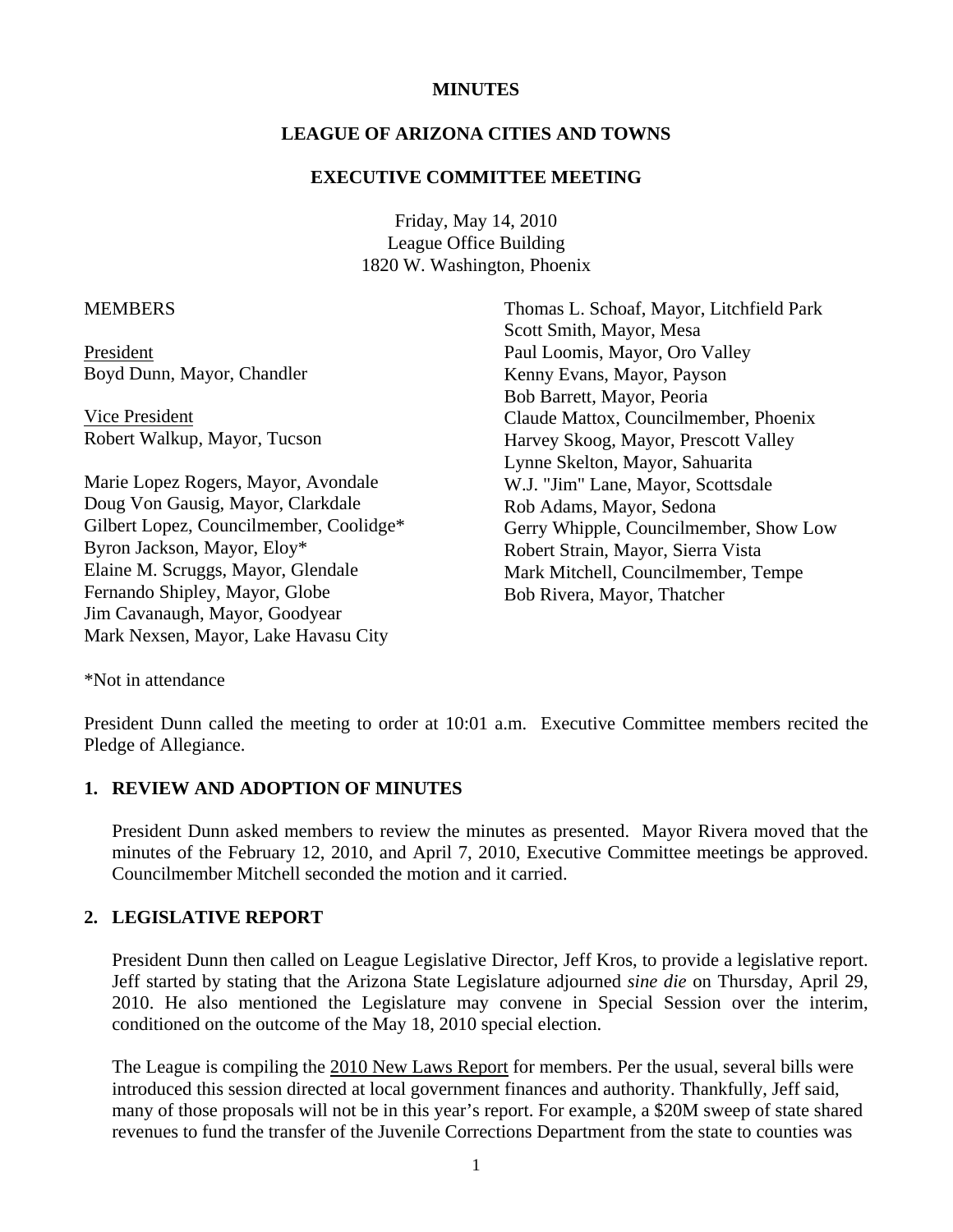**MINUTES**

**LEAGUE OF ARIZONA CITIES AND TOWNS**

**EXECUTIVE COMMITTEE MEETING**

Friday, May 14, 2010
League Office Building
1820 W. Washington, Phoenix

MEMBERS

President
Boyd Dunn, Mayor, Chandler

Vice President
Robert Walkup, Mayor, Tucson

Marie Lopez Rogers, Mayor, Avondale
Doug Von Gausig, Mayor, Clarkdale
Gilbert Lopez, Councilmember, Coolidge*
Byron Jackson, Mayor, Eloy*
Elaine M. Scruggs, Mayor, Glendale
Fernando Shipley, Mayor, Globe
Jim Cavanaugh, Mayor, Goodyear
Mark Nexsen, Mayor, Lake Havasu City
Thomas L. Schoaf, Mayor, Litchfield Park
Scott Smith, Mayor, Mesa
Paul Loomis, Mayor, Oro Valley
Kenny Evans, Mayor, Payson
Bob Barrett, Mayor, Peoria
Claude Mattox, Councilmember, Phoenix
Harvey Skoog, Mayor, Prescott Valley
Lynne Skelton, Mayor, Sahuarita
W.J. "Jim" Lane, Mayor, Scottsdale
Rob Adams, Mayor, Sedona
Gerry Whipple, Councilmember, Show Low
Robert Strain, Mayor, Sierra Vista
Mark Mitchell, Councilmember, Tempe
Bob Rivera, Mayor, Thatcher

*Not in attendance

President Dunn called the meeting to order at 10:01 a.m. Executive Committee members recited the Pledge of Allegiance.

## 1. REVIEW AND ADOPTION OF MINUTES

President Dunn asked members to review the minutes as presented. Mayor Rivera moved that the minutes of the February 12, 2010, and April 7, 2010, Executive Committee meetings be approved. Councilmember Mitchell seconded the motion and it carried.

## 2. LEGISLATIVE REPORT

President Dunn then called on League Legislative Director, Jeff Kros, to provide a legislative report. Jeff started by stating that the Arizona State Legislature adjourned *sine die* on Thursday, April 29, 2010. He also mentioned the Legislature may convene in Special Session over the interim, conditioned on the outcome of the May 18, 2010 special election.

The League is compiling the 2010 New Laws Report for members. Per the usual, several bills were introduced this session directed at local government finances and authority. Thankfully, Jeff said, many of those proposals will not be in this year's report. For example, a $20M sweep of state shared revenues to fund the transfer of the Juvenile Corrections Department from the state to counties was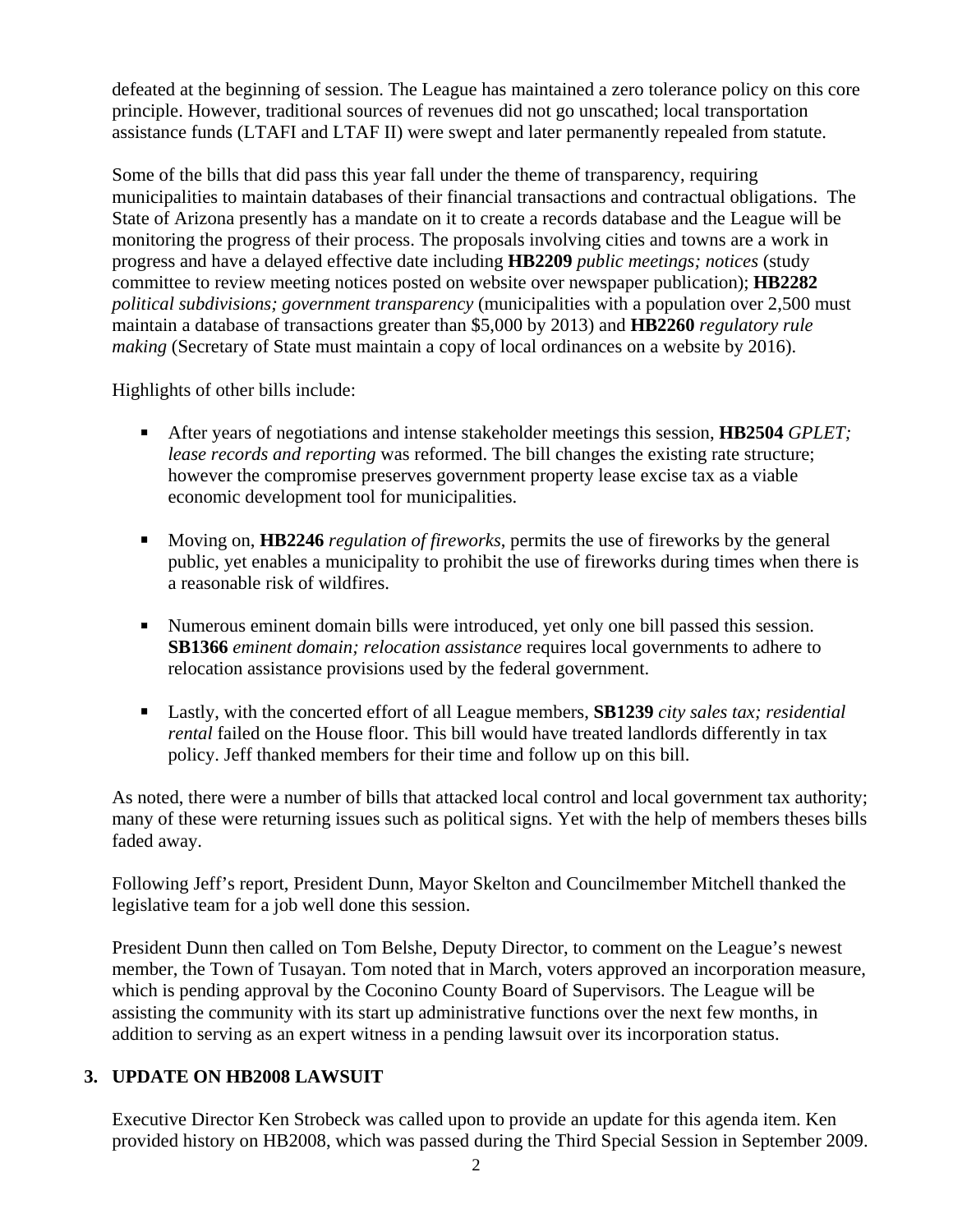defeated at the beginning of session. The League has maintained a zero tolerance policy on this core principle. However, traditional sources of revenues did not go unscathed; local transportation assistance funds (LTAFI and LTAF II) were swept and later permanently repealed from statute.

Some of the bills that did pass this year fall under the theme of transparency, requiring municipalities to maintain databases of their financial transactions and contractual obligations. The State of Arizona presently has a mandate on it to create a records database and the League will be monitoring the progress of their process. The proposals involving cities and towns are a work in progress and have a delayed effective date including **HB2209** *public meetings; notices* (study committee to review meeting notices posted on website over newspaper publication); **HB2282** *political subdivisions; government transparency* (municipalities with a population over 2,500 must maintain a database of transactions greater than $5,000 by 2013) and **HB2260** *regulatory rule making* (Secretary of State must maintain a copy of local ordinances on a website by 2016).

Highlights of other bills include:

- After years of negotiations and intense stakeholder meetings this session, **HB2504** *GPLET; lease records and reporting* was reformed. The bill changes the existing rate structure; however the compromise preserves government property lease excise tax as a viable economic development tool for municipalities.
- Moving on, **HB2246** *regulation of fireworks*, permits the use of fireworks by the general public, yet enables a municipality to prohibit the use of fireworks during times when there is a reasonable risk of wildfires.
- Numerous eminent domain bills were introduced, yet only one bill passed this session. **SB1366** *eminent domain; relocation assistance* requires local governments to adhere to relocation assistance provisions used by the federal government.
- Lastly, with the concerted effort of all League members, **SB1239** *city sales tax; residential rental* failed on the House floor. This bill would have treated landlords differently in tax policy. Jeff thanked members for their time and follow up on this bill.

As noted, there were a number of bills that attacked local control and local government tax authority; many of these were returning issues such as political signs. Yet with the help of members theses bills faded away.

Following Jeff's report, President Dunn, Mayor Skelton and Councilmember Mitchell thanked the legislative team for a job well done this session.

President Dunn then called on Tom Belshe, Deputy Director, to comment on the League's newest member, the Town of Tusayan. Tom noted that in March, voters approved an incorporation measure, which is pending approval by the Coconino County Board of Supervisors. The League will be assisting the community with its start up administrative functions over the next few months, in addition to serving as an expert witness in a pending lawsuit over its incorporation status.

## 3. UPDATE ON HB2008 LAWSUIT

Executive Director Ken Strobeck was called upon to provide an update for this agenda item. Ken provided history on HB2008, which was passed during the Third Special Session in September 2009.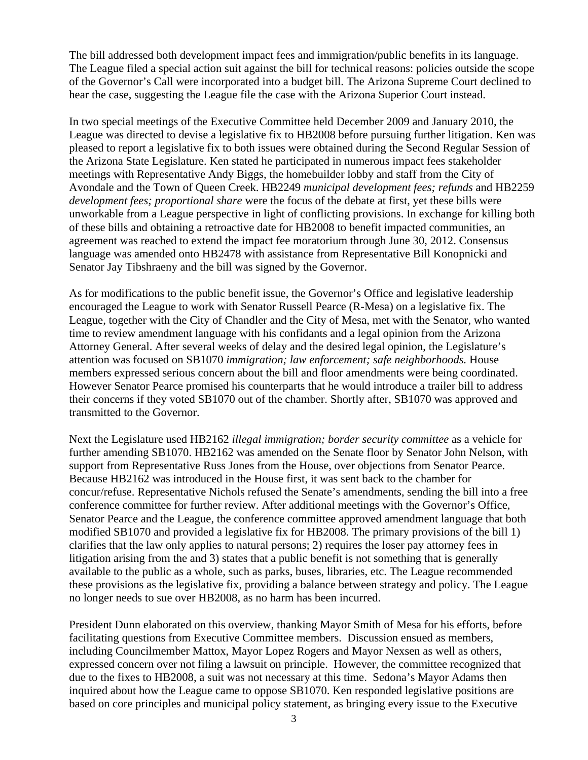The bill addressed both development impact fees and immigration/public benefits in its language. The League filed a special action suit against the bill for technical reasons: policies outside the scope of the Governor's Call were incorporated into a budget bill. The Arizona Supreme Court declined to hear the case, suggesting the League file the case with the Arizona Superior Court instead.

In two special meetings of the Executive Committee held December 2009 and January 2010, the League was directed to devise a legislative fix to HB2008 before pursuing further litigation. Ken was pleased to report a legislative fix to both issues were obtained during the Second Regular Session of the Arizona State Legislature. Ken stated he participated in numerous impact fees stakeholder meetings with Representative Andy Biggs, the homebuilder lobby and staff from the City of Avondale and the Town of Queen Creek. HB2249 *municipal development fees; refunds* and HB2259 *development fees; proportional share* were the focus of the debate at first, yet these bills were unworkable from a League perspective in light of conflicting provisions. In exchange for killing both of these bills and obtaining a retroactive date for HB2008 to benefit impacted communities, an agreement was reached to extend the impact fee moratorium through June 30, 2012. Consensus language was amended onto HB2478 with assistance from Representative Bill Konopnicki and Senator Jay Tibshraeny and the bill was signed by the Governor.

As for modifications to the public benefit issue, the Governor's Office and legislative leadership encouraged the League to work with Senator Russell Pearce (R-Mesa) on a legislative fix. The League, together with the City of Chandler and the City of Mesa, met with the Senator, who wanted time to review amendment language with his confidants and a legal opinion from the Arizona Attorney General. After several weeks of delay and the desired legal opinion, the Legislature's attention was focused on SB1070 *immigration; law enforcement; safe neighborhoods.* House members expressed serious concern about the bill and floor amendments were being coordinated. However Senator Pearce promised his counterparts that he would introduce a trailer bill to address their concerns if they voted SB1070 out of the chamber. Shortly after, SB1070 was approved and transmitted to the Governor.

Next the Legislature used HB2162 *illegal immigration; border security committee* as a vehicle for further amending SB1070. HB2162 was amended on the Senate floor by Senator John Nelson, with support from Representative Russ Jones from the House, over objections from Senator Pearce. Because HB2162 was introduced in the House first, it was sent back to the chamber for concur/refuse. Representative Nichols refused the Senate's amendments, sending the bill into a free conference committee for further review. After additional meetings with the Governor's Office, Senator Pearce and the League, the conference committee approved amendment language that both modified SB1070 and provided a legislative fix for HB2008. The primary provisions of the bill 1) clarifies that the law only applies to natural persons; 2) requires the loser pay attorney fees in litigation arising from the and 3) states that a public benefit is not something that is generally available to the public as a whole, such as parks, buses, libraries, etc. The League recommended these provisions as the legislative fix, providing a balance between strategy and policy. The League no longer needs to sue over HB2008, as no harm has been incurred.

President Dunn elaborated on this overview, thanking Mayor Smith of Mesa for his efforts, before facilitating questions from Executive Committee members. Discussion ensued as members, including Councilmember Mattox, Mayor Lopez Rogers and Mayor Nexsen as well as others, expressed concern over not filing a lawsuit on principle. However, the committee recognized that due to the fixes to HB2008, a suit was not necessary at this time. Sedona's Mayor Adams then inquired about how the League came to oppose SB1070. Ken responded legislative positions are based on core principles and municipal policy statement, as bringing every issue to the Executive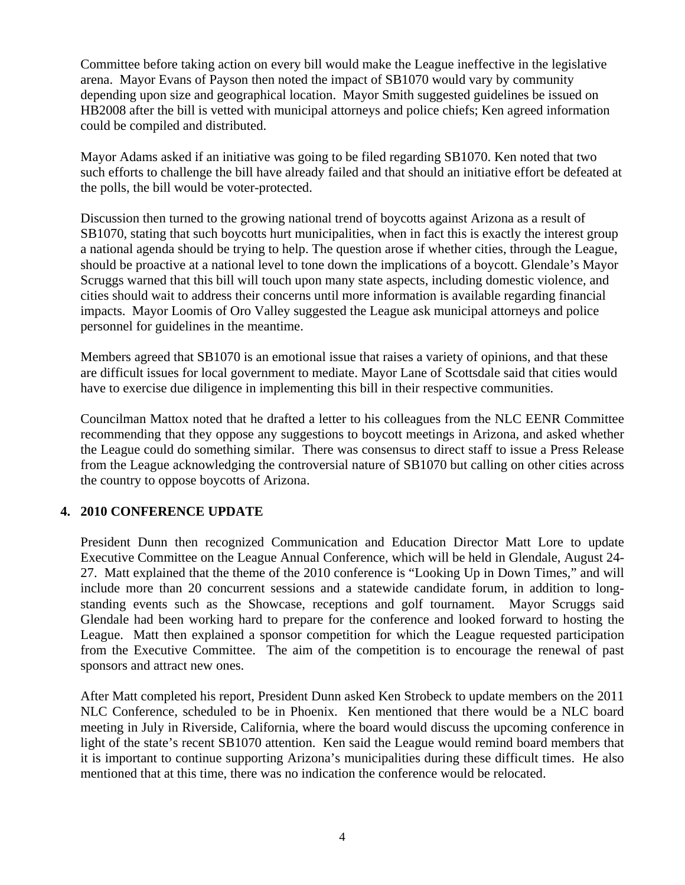Committee before taking action on every bill would make the League ineffective in the legislative arena. Mayor Evans of Payson then noted the impact of SB1070 would vary by community depending upon size and geographical location. Mayor Smith suggested guidelines be issued on HB2008 after the bill is vetted with municipal attorneys and police chiefs; Ken agreed information could be compiled and distributed.

Mayor Adams asked if an initiative was going to be filed regarding SB1070. Ken noted that two such efforts to challenge the bill have already failed and that should an initiative effort be defeated at the polls, the bill would be voter-protected.

Discussion then turned to the growing national trend of boycotts against Arizona as a result of SB1070, stating that such boycotts hurt municipalities, when in fact this is exactly the interest group a national agenda should be trying to help. The question arose if whether cities, through the League, should be proactive at a national level to tone down the implications of a boycott. Glendale's Mayor Scruggs warned that this bill will touch upon many state aspects, including domestic violence, and cities should wait to address their concerns until more information is available regarding financial impacts. Mayor Loomis of Oro Valley suggested the League ask municipal attorneys and police personnel for guidelines in the meantime.

Members agreed that SB1070 is an emotional issue that raises a variety of opinions, and that these are difficult issues for local government to mediate. Mayor Lane of Scottsdale said that cities would have to exercise due diligence in implementing this bill in their respective communities.

Councilman Mattox noted that he drafted a letter to his colleagues from the NLC EENR Committee recommending that they oppose any suggestions to boycott meetings in Arizona, and asked whether the League could do something similar. There was consensus to direct staff to issue a Press Release from the League acknowledging the controversial nature of SB1070 but calling on other cities across the country to oppose boycotts of Arizona.

## 4. 2010 CONFERENCE UPDATE

President Dunn then recognized Communication and Education Director Matt Lore to update Executive Committee on the League Annual Conference, which will be held in Glendale, August 24-27. Matt explained that the theme of the 2010 conference is "Looking Up in Down Times," and will include more than 20 concurrent sessions and a statewide candidate forum, in addition to long-standing events such as the Showcase, receptions and golf tournament. Mayor Scruggs said Glendale had been working hard to prepare for the conference and looked forward to hosting the League. Matt then explained a sponsor competition for which the League requested participation from the Executive Committee. The aim of the competition is to encourage the renewal of past sponsors and attract new ones.

After Matt completed his report, President Dunn asked Ken Strobeck to update members on the 2011 NLC Conference, scheduled to be in Phoenix. Ken mentioned that there would be a NLC board meeting in July in Riverside, California, where the board would discuss the upcoming conference in light of the state's recent SB1070 attention. Ken said the League would remind board members that it is important to continue supporting Arizona's municipalities during these difficult times. He also mentioned that at this time, there was no indication the conference would be relocated.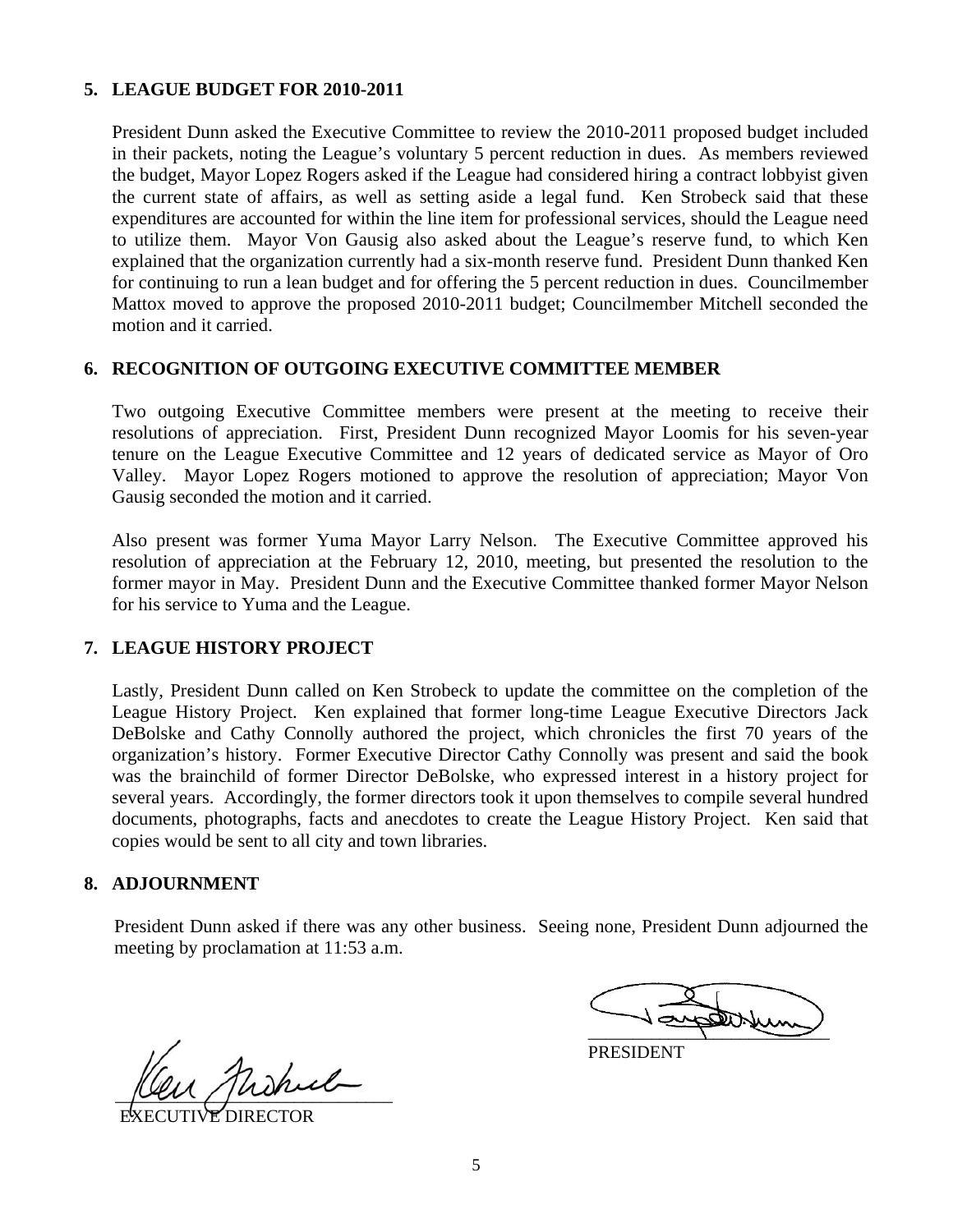## 5. LEAGUE BUDGET FOR 2010-2011

President Dunn asked the Executive Committee to review the 2010-2011 proposed budget included in their packets, noting the League's voluntary 5 percent reduction in dues. As members reviewed the budget, Mayor Lopez Rogers asked if the League had considered hiring a contract lobbyist given the current state of affairs, as well as setting aside a legal fund. Ken Strobeck said that these expenditures are accounted for within the line item for professional services, should the League need to utilize them. Mayor Von Gausig also asked about the League's reserve fund, to which Ken explained that the organization currently had a six-month reserve fund. President Dunn thanked Ken for continuing to run a lean budget and for offering the 5 percent reduction in dues. Councilmember Mattox moved to approve the proposed 2010-2011 budget; Councilmember Mitchell seconded the motion and it carried.

## 6. RECOGNITION OF OUTGOING EXECUTIVE COMMITTEE MEMBER

Two outgoing Executive Committee members were present at the meeting to receive their resolutions of appreciation. First, President Dunn recognized Mayor Loomis for his seven-year tenure on the League Executive Committee and 12 years of dedicated service as Mayor of Oro Valley. Mayor Lopez Rogers motioned to approve the resolution of appreciation; Mayor Von Gausig seconded the motion and it carried.

Also present was former Yuma Mayor Larry Nelson. The Executive Committee approved his resolution of appreciation at the February 12, 2010, meeting, but presented the resolution to the former mayor in May. President Dunn and the Executive Committee thanked former Mayor Nelson for his service to Yuma and the League.

## 7. LEAGUE HISTORY PROJECT

Lastly, President Dunn called on Ken Strobeck to update the committee on the completion of the League History Project. Ken explained that former long-time League Executive Directors Jack DeBolske and Cathy Connolly authored the project, which chronicles the first 70 years of the organization's history. Former Executive Director Cathy Connolly was present and said the book was the brainchild of former Director DeBolske, who expressed interest in a history project for several years. Accordingly, the former directors took it upon themselves to compile several hundred documents, photographs, facts and anecdotes to create the League History Project. Ken said that copies would be sent to all city and town libraries.

## 8. ADJOURNMENT

President Dunn asked if there was any other business. Seeing none, President Dunn adjourned the meeting by proclamation at 11:53 a.m.

PRESIDENT

EXECUTIVE DIRECTOR